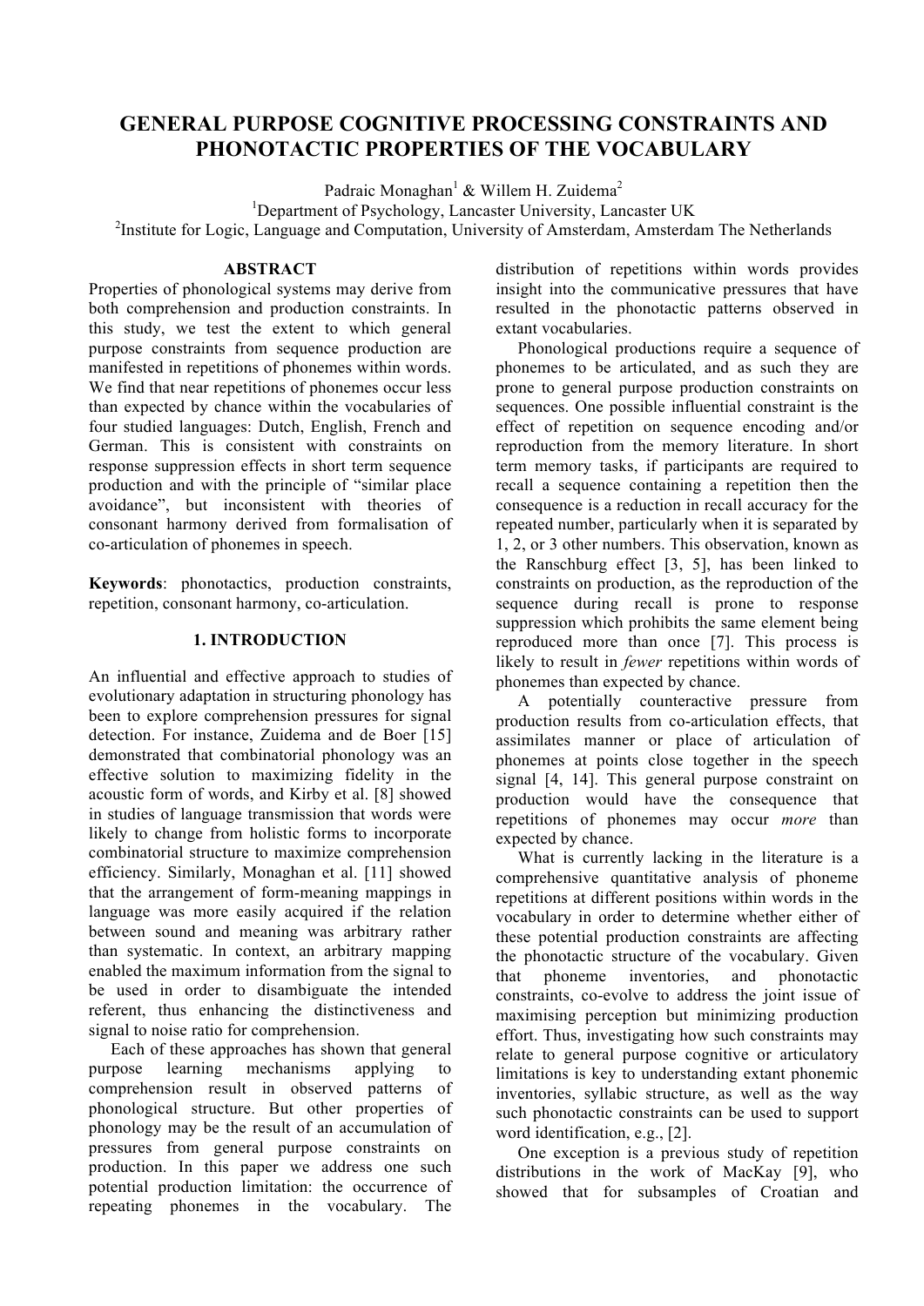# GENERAL PURPOSE COGNITIVE PROCESSING CONSTRAINTS AND PHONOTACTIC PROPERTIES OF THE VOCABULARY

Padraic Monaghan[1] & Willem H. Zuidema[2]

[1]Department of Psychology, Lancaster University, Lancaster UK

[2]Institute for Logic, Language and Computation, University of Amsterdam, Amsterdam The Netherlands

## ABSTRACT

Properties of phonological systems may derive from both comprehension and production constraints. In this study, we test the extent to which general purpose constraints from sequence production are manifested in repetitions of phonemes within words. We find that near repetitions of phonemes occur less than expected by chance within the vocabularies of four studied languages: Dutch, English, French and German. This is consistent with constraints on response suppression effects in short term sequence production and with the principle of "similar place avoidance", but inconsistent with theories of consonant harmony derived from formalisation of co-articulation of phonemes in speech.

**Keywords**: phonotactics, production constraints, repetition, consonant harmony, co-articulation.

## 1. INTRODUCTION

An influential and effective approach to studies of evolutionary adaptation in structuring phonology has been to explore comprehension pressures for signal detection. For instance, Zuidema and de Boer [15] demonstrated that combinatorial phonology was an effective solution to maximizing fidelity in the acoustic form of words, and Kirby et al. [8] showed in studies of language transmission that words were likely to change from holistic forms to incorporate combinatorial structure to maximize comprehension efficiency. Similarly, Monaghan et al. [11] showed that the arrangement of form-meaning mappings in language was more easily acquired if the relation between sound and meaning was arbitrary rather than systematic. In context, an arbitrary mapping enabled the maximum information from the signal to be used in order to disambiguate the intended referent, thus enhancing the distinctiveness and signal to noise ratio for comprehension.

Each of these approaches has shown that general purpose learning mechanisms applying to comprehension result in observed patterns of phonological structure. But other properties of phonology may be the result of an accumulation of pressures from general purpose constraints on production. In this paper we address one such potential production limitation: the occurrence of repeating phonemes in the vocabulary. The distribution of repetitions within words provides insight into the communicative pressures that have resulted in the phonotactic patterns observed in extant vocabularies.

Phonological productions require a sequence of phonemes to be articulated, and as such they are prone to general purpose production constraints on sequences. One possible influential constraint is the effect of repetition on sequence encoding and/or reproduction from the memory literature. In short term memory tasks, if participants are required to recall a sequence containing a repetition then the consequence is a reduction in recall accuracy for the repeated number, particularly when it is separated by 1, 2, or 3 other numbers. This observation, known as the Ranschburg effect [3, 5], has been linked to constraints on production, as the reproduction of the sequence during recall is prone to response suppression which prohibits the same element being reproduced more than once [7]. This process is likely to result in *fewer* repetitions within words of phonemes than expected by chance.

A potentially counteractive pressure from production results from co-articulation effects, that assimilates manner or place of articulation of phonemes at points close together in the speech signal [4, 14]. This general purpose constraint on production would have the consequence that repetitions of phonemes may occur *more* than expected by chance.

What is currently lacking in the literature is a comprehensive quantitative analysis of phoneme repetitions at different positions within words in the vocabulary in order to determine whether either of these potential production constraints are affecting the phonotactic structure of the vocabulary. Given that phoneme inventories, and phonotactic constraints, co-evolve to address the joint issue of maximising perception but minimizing production effort. Thus, investigating how such constraints may relate to general purpose cognitive or articulatory limitations is key to understanding extant phonemic inventories, syllabic structure, as well as the way such phonotactic constraints can be used to support word identification, e.g., [2].

One exception is a previous study of repetition distributions in the work of MacKay [9], who showed that for subsamples of Croatian and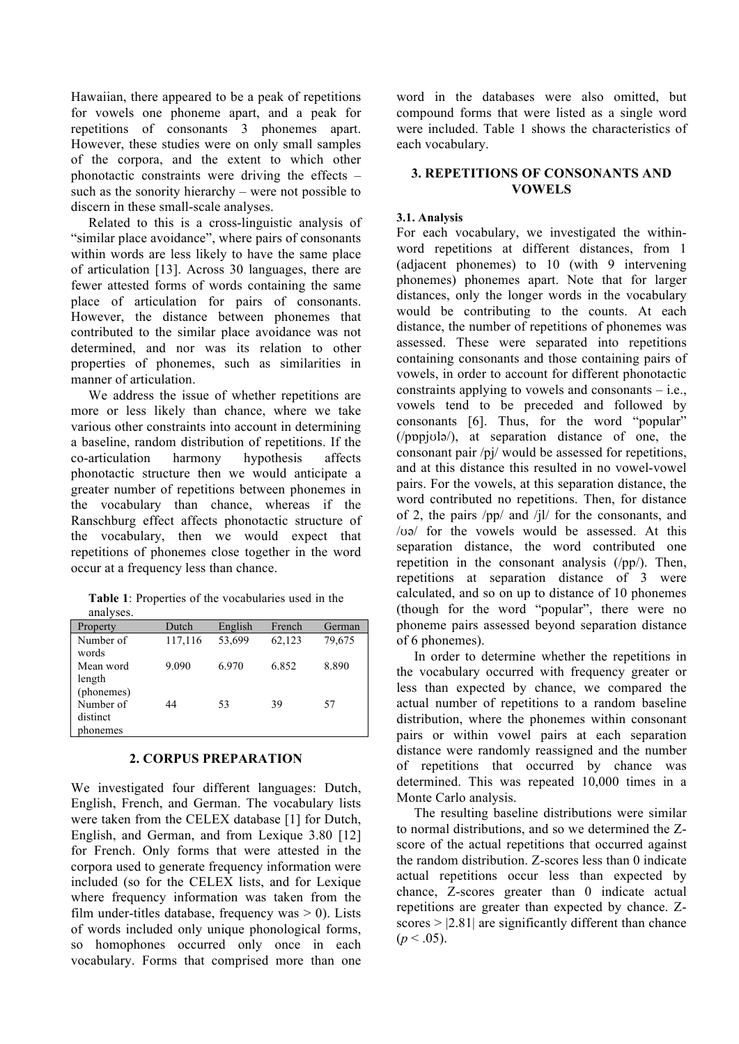Hawaiian, there appeared to be a peak of repetitions for vowels one phoneme apart, and a peak for repetitions of consonants 3 phonemes apart. However, these studies were on only small samples of the corpora, and the extent to which other phonotactic constraints were driving the effects – such as the sonority hierarchy – were not possible to discern in these small-scale analyses.

Related to this is a cross-linguistic analysis of "similar place avoidance", where pairs of consonants within words are less likely to have the same place of articulation [13]. Across 30 languages, there are fewer attested forms of words containing the same place of articulation for pairs of consonants. However, the distance between phonemes that contributed to the similar place avoidance was not determined, and nor was its relation to other properties of phonemes, such as similarities in manner of articulation.

We address the issue of whether repetitions are more or less likely than chance, where we take various other constraints into account in determining a baseline, random distribution of repetitions. If the co-articulation harmony hypothesis affects phonotactic structure then we would anticipate a greater number of repetitions between phonemes in the vocabulary than chance, whereas if the Ranschburg effect affects phonotactic structure of the vocabulary, then we would expect that repetitions of phonemes close together in the word occur at a frequency less than chance.

**Table 1**: Properties of the vocabularies used in the analyses.

| Property | Dutch | English | French | German |
|---|---|---|---|---|
| Number of words | 117,116 | 53,699 | 62,123 | 79,675 |
| Mean word length (phonemes) | 9.090 | 6.970 | 6.852 | 8.890 |
| Number of distinct phonemes | 44 | 53 | 39 | 57 |

## 2. CORPUS PREPARATION

We investigated four different languages: Dutch, English, French, and German. The vocabulary lists were taken from the CELEX database [1] for Dutch, English, and German, and from Lexique 3.80 [12] for French. Only forms that were attested in the corpora used to generate frequency information were included (so for the CELEX lists, and for Lexique where frequency information was taken from the film under-titles database, frequency was > 0). Lists of words included only unique phonological forms, so homophones occurred only once in each vocabulary. Forms that comprised more than one word in the databases were also omitted, but compound forms that were listed as a single word were included. Table 1 shows the characteristics of each vocabulary.

## 3. REPETITIONS OF CONSONANTS AND VOWELS

### 3.1. Analysis

For each vocabulary, we investigated the within-word repetitions at different distances, from 1 (adjacent phonemes) to 10 (with 9 intervening phonemes) phonemes apart. Note that for larger distances, only the longer words in the vocabulary would be contributing to the counts. At each distance, the number of repetitions of phonemes was assessed. These were separated into repetitions containing consonants and those containing pairs of vowels, in order to account for different phonotactic constraints applying to vowels and consonants – i.e., vowels tend to be preceded and followed by consonants [6]. Thus, for the word "popular" (/pɒpjʊlə/), at separation distance of one, the consonant pair /pj/ would be assessed for repetitions, and at this distance this resulted in no vowel-vowel pairs. For the vowels, at this separation distance, the word contributed no repetitions. Then, for distance of 2, the pairs /pp/ and /jl/ for the consonants, and /ʊə/ for the vowels would be assessed. At this separation distance, the word contributed one repetition in the consonant analysis (/pp/). Then, repetitions at separation distance of 3 were calculated, and so on up to distance of 10 phonemes (though for the word "popular", there were no phoneme pairs assessed beyond separation distance of 6 phonemes).

In order to determine whether the repetitions in the vocabulary occurred with frequency greater or less than expected by chance, we compared the actual number of repetitions to a random baseline distribution, where the phonemes within consonant pairs or within vowel pairs at each separation distance were randomly reassigned and the number of repetitions that occurred by chance was determined. This was repeated 10,000 times in a Monte Carlo analysis.

The resulting baseline distributions were similar to normal distributions, and so we determined the Z-score of the actual repetitions that occurred against the random distribution. Z-scores less than 0 indicate actual repetitions occur less than expected by chance, Z-scores greater than 0 indicate actual repetitions are greater than expected by chance. Z-scores > |2.81| are significantly different than chance ($p < .05$).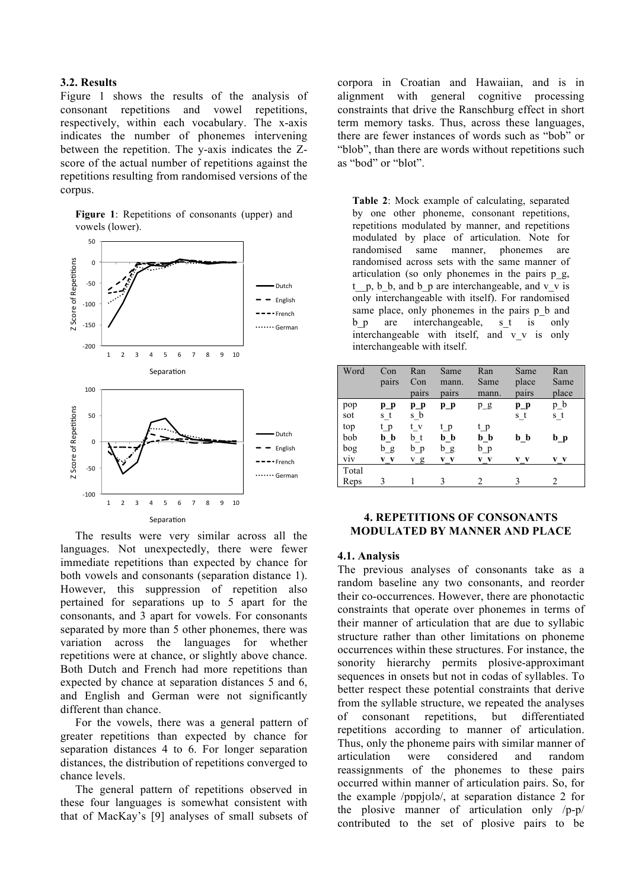### 3.2. Results

Figure 1 shows the results of the analysis of consonant repetitions and vowel repetitions, respectively, within each vocabulary. The x-axis indicates the number of phonemes intervening between the repetition. The y-axis indicates the Z-score of the actual number of repetitions against the repetitions resulting from randomised versions of the corpus.

**Figure 1**: Repetitions of consonants (upper) and vowels (lower).

The results were very similar across all the languages. Not unexpectedly, there were fewer immediate repetitions than expected by chance for both vowels and consonants (separation distance 1). However, this suppression of repetition also pertained for separations up to 5 apart for the consonants, and 3 apart for vowels. For consonants separated by more than 5 other phonemes, there was variation across the languages for whether repetitions were at chance, or slightly above chance. Both Dutch and French had more repetitions than expected by chance at separation distances 5 and 6, and English and German were not significantly different than chance.

For the vowels, there was a general pattern of greater repetitions than expected by chance for separation distances 4 to 6. For longer separation distances, the distribution of repetitions converged to chance levels.

The general pattern of repetitions observed in these four languages is somewhat consistent with that of MacKay's [9] analyses of small subsets of corpora in Croatian and Hawaiian, and is in alignment with general cognitive processing constraints that drive the Ranschburg effect in short term memory tasks. Thus, across these languages, there are fewer instances of words such as "bob" or "blob", than there are words without repetitions such as "bod" or "blot".

**Table 2**: Mock example of calculating, separated by one other phoneme, consonant repetitions, repetitions modulated by manner, and repetitions modulated by place of articulation. Note for randomised same manner, phonemes are randomised across sets with the same manner of articulation (so only phonemes in the pairs p_g, t__p, b_b, and b_p are interchangeable, and v_v is only interchangeable with itself). For randomised same place, only phonemes in the pairs p_b and b_p are interchangeable, s_t is only interchangeable with itself, and v_v is only interchangeable with itself.

| Word | Con pairs | Ran Con pairs | Same mann. pairs | Ran Same mann. | Same place pairs | Ran Same place |
|---|---|---|---|---|---|---|
| pop | **p_p** | **p_p** | **p_p** | p_g | **p_p** | p_b |
| sot | s_t | s_b | | | s_t | s_t |
| top | t_p | t_v | t_p | t_p | | |
| bob | **b_b** | b_t | **b_b** | **b_b** | **b_b** | **b_p** |
| bog | b_g | b_p | b_g | b_p | | |
| viv | **v_v** | v_g | **v_v** | **v_v** | **v_v** | **v_v** |
| Total Reps | 3 | 1 | 3 | 2 | 3 | 2 |

## 4. REPETITIONS OF CONSONANTS MODULATED BY MANNER AND PLACE

### 4.1. Analysis

The previous analyses of consonants take as a random baseline any two consonants, and reorder their co-occurrences. However, there are phonotactic constraints that operate over phonemes in terms of their manner of articulation that are due to syllabic structure rather than other limitations on phoneme occurrences within these structures. For instance, the sonority hierarchy permits plosive-approximant sequences in onsets but not in codas of syllables. To better respect these potential constraints that derive from the syllable structure, we repeated the analyses of consonant repetitions, but differentiated repetitions according to manner of articulation. Thus, only the phoneme pairs with similar manner of articulation were considered and random reassignments of the phonemes to these pairs occurred within manner of articulation pairs. So, for the example /pɒpjʊlə/, at separation distance 2 for the plosive manner of articulation only /p-p/ contributed to the set of plosive pairs to be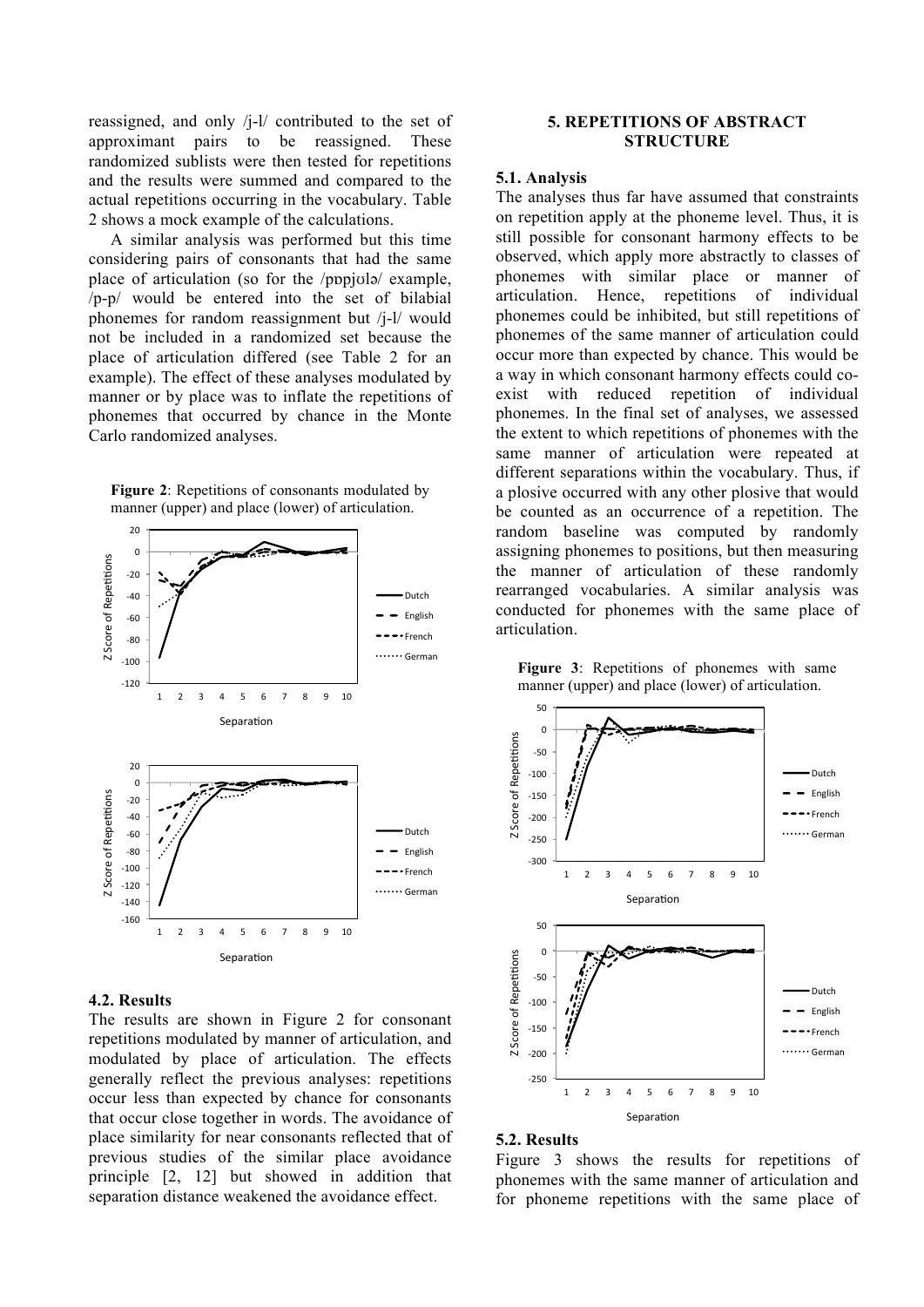reassigned, and only /j-l/ contributed to the set of approximant pairs to be reassigned. These randomized sublists were then tested for repetitions and the results were summed and compared to the actual repetitions occurring in the vocabulary. Table 2 shows a mock example of the calculations.

A similar analysis was performed but this time considering pairs of consonants that had the same place of articulation (so for the /pɒpjʊlə/ example, /p-p/ would be entered into the set of bilabial phonemes for random reassignment but /j-l/ would not be included in a randomized set because the place of articulation differed (see Table 2 for an example). The effect of these analyses modulated by manner or by place was to inflate the repetitions of phonemes that occurred by chance in the Monte Carlo randomized analyses.

**Figure 2**: Repetitions of consonants modulated by manner (upper) and place (lower) of articulation.

### 4.2. Results

The results are shown in Figure 2 for consonant repetitions modulated by manner of articulation, and modulated by place of articulation. The effects generally reflect the previous analyses: repetitions occur less than expected by chance for consonants that occur close together in words. The avoidance of place similarity for near consonants reflected that of previous studies of the similar place avoidance principle [2, 12] but showed in addition that separation distance weakened the avoidance effect.

## 5. REPETITIONS OF ABSTRACT STRUCTURE

### 5.1. Analysis

The analyses thus far have assumed that constraints on repetition apply at the phoneme level. Thus, it is still possible for consonant harmony effects to be observed, which apply more abstractly to classes of phonemes with similar place or manner of articulation. Hence, repetitions of individual phonemes could be inhibited, but still repetitions of phonemes of the same manner of articulation could occur more than expected by chance. This would be a way in which consonant harmony effects could co-exist with reduced repetition of individual phonemes. In the final set of analyses, we assessed the extent to which repetitions of phonemes with the same manner of articulation were repeated at different separations within the vocabulary. Thus, if a plosive occurred with any other plosive that would be counted as an occurrence of a repetition. The random baseline was computed by randomly assigning phonemes to positions, but then measuring the manner of articulation of these randomly rearranged vocabularies. A similar analysis was conducted for phonemes with the same place of articulation.

**Figure 3**: Repetitions of phonemes with same manner (upper) and place (lower) of articulation.

### 5.2. Results

Figure 3 shows the results for repetitions of phonemes with the same manner of articulation and for phoneme repetitions with the same place of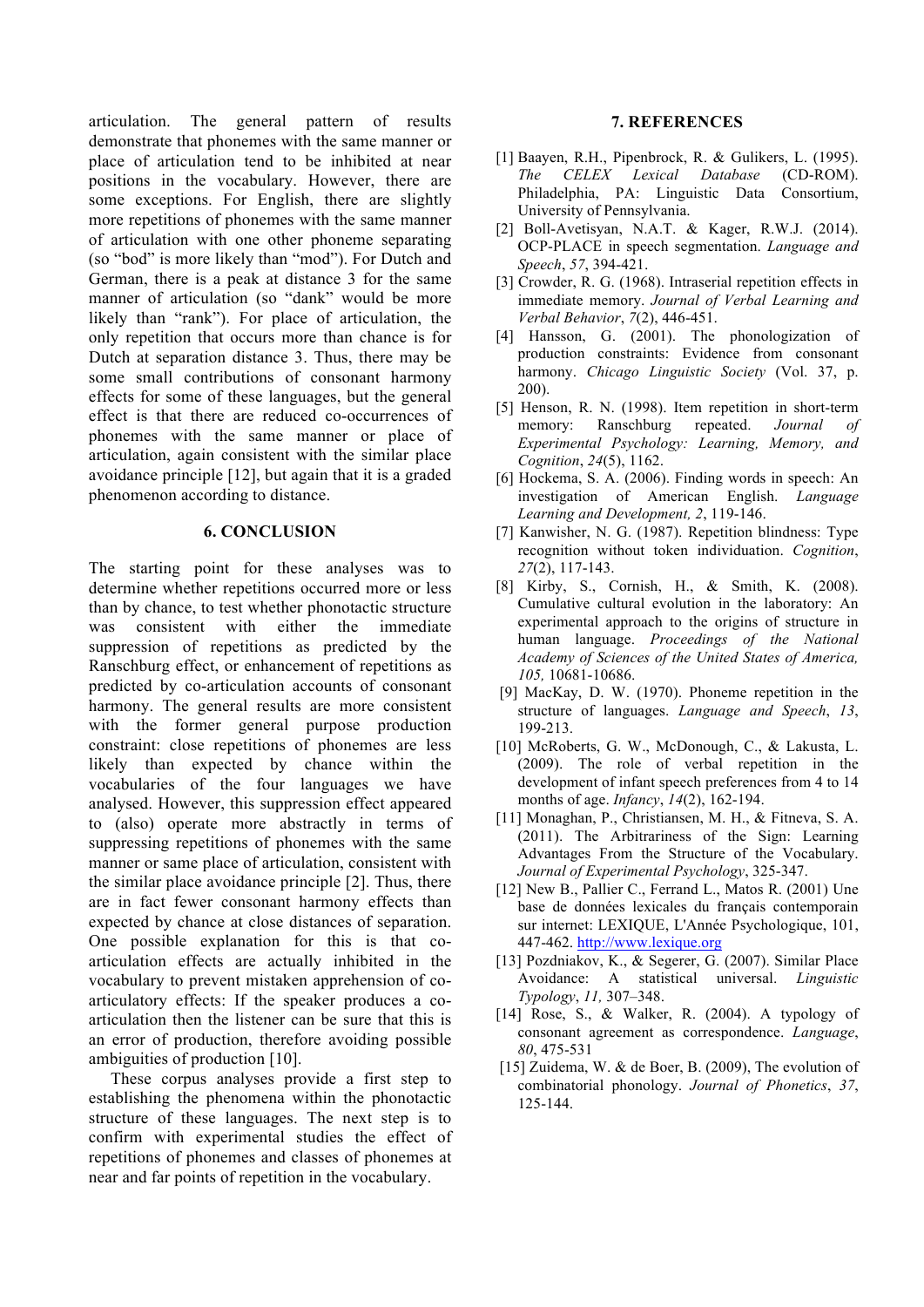articulation. The general pattern of results demonstrate that phonemes with the same manner or place of articulation tend to be inhibited at near positions in the vocabulary. However, there are some exceptions. For English, there are slightly more repetitions of phonemes with the same manner of articulation with one other phoneme separating (so "bod" is more likely than "mod"). For Dutch and German, there is a peak at distance 3 for the same manner of articulation (so "dank" would be more likely than "rank"). For place of articulation, the only repetition that occurs more than chance is for Dutch at separation distance 3. Thus, there may be some small contributions of consonant harmony effects for some of these languages, but the general effect is that there are reduced co-occurrences of phonemes with the same manner or place of articulation, again consistent with the similar place avoidance principle [12], but again that it is a graded phenomenon according to distance.

## 6. CONCLUSION

The starting point for these analyses was to determine whether repetitions occurred more or less than by chance, to test whether phonotactic structure was consistent with either the immediate suppression of repetitions as predicted by the Ranschburg effect, or enhancement of repetitions as predicted by co-articulation accounts of consonant harmony. The general results are more consistent with the former general purpose production constraint: close repetitions of phonemes are less likely than expected by chance within the vocabularies of the four languages we have analysed. However, this suppression effect appeared to (also) operate more abstractly in terms of suppressing repetitions of phonemes with the same manner or same place of articulation, consistent with the similar place avoidance principle [2]. Thus, there are in fact fewer consonant harmony effects than expected by chance at close distances of separation. One possible explanation for this is that co-articulation effects are actually inhibited in the vocabulary to prevent mistaken apprehension of co-articulatory effects: If the speaker produces a co-articulation then the listener can be sure that this is an error of production, therefore avoiding possible ambiguities of production [10].

These corpus analyses provide a first step to establishing the phenomena within the phonotactic structure of these languages. The next step is to confirm with experimental studies the effect of repetitions of phonemes and classes of phonemes at near and far points of repetition in the vocabulary.

## 7. REFERENCES

[1] Baayen, R.H., Pipenbrock, R. & Gulikers, L. (1995). *The CELEX Lexical Database* (CD-ROM). Philadelphia, PA: Linguistic Data Consortium, University of Pennsylvania.

[2] Boll-Avetisyan, N.A.T. & Kager, R.W.J. (2014). OCP-PLACE in speech segmentation. *Language and Speech*, *57*, 394-421.

[3] Crowder, R. G. (1968). Intraserial repetition effects in immediate memory. *Journal of Verbal Learning and Verbal Behavior*, *7*(2), 446-451.

[4] Hansson, G. (2001). The phonologization of production constraints: Evidence from consonant harmony. *Chicago Linguistic Society* (Vol. 37, p. 200).

[5] Henson, R. N. (1998). Item repetition in short-term memory: Ranschburg repeated. *Journal of Experimental Psychology: Learning, Memory, and Cognition*, *24*(5), 1162.

[6] Hockema, S. A. (2006). Finding words in speech: An investigation of American English. *Language Learning and Development, 2*, 119-146.

[7] Kanwisher, N. G. (1987). Repetition blindness: Type recognition without token individuation. *Cognition*, *27*(2), 117-143.

[8] Kirby, S., Cornish, H., & Smith, K. (2008). Cumulative cultural evolution in the laboratory: An experimental approach to the origins of structure in human language. *Proceedings of the National Academy of Sciences of the United States of America, 105,* 10681-10686.

[9] MacKay, D. W. (1970). Phoneme repetition in the structure of languages. *Language and Speech*, *13*, 199-213.

[10] McRoberts, G. W., McDonough, C., & Lakusta, L. (2009). The role of verbal repetition in the development of infant speech preferences from 4 to 14 months of age. *Infancy*, *14*(2), 162-194.

[11] Monaghan, P., Christiansen, M. H., & Fitneva, S. A. (2011). The Arbitrariness of the Sign: Learning Advantages From the Structure of the Vocabulary. *Journal of Experimental Psychology*, 325-347.

[12] New B., Pallier C., Ferrand L., Matos R. (2001) Une base de données lexicales du français contemporain sur internet: LEXIQUE, L'Année Psychologique, 101, 447-462. http://www.lexique.org

[13] Pozdniakov, K., & Segerer, G. (2007). Similar Place Avoidance: A statistical universal. *Linguistic Typology*, *11,* 307–348.

[14] Rose, S., & Walker, R. (2004). A typology of consonant agreement as correspondence. *Language*, *80*, 475-531

[15] Zuidema, W. & de Boer, B. (2009), The evolution of combinatorial phonology. *Journal of Phonetics*, *37*, 125-144.